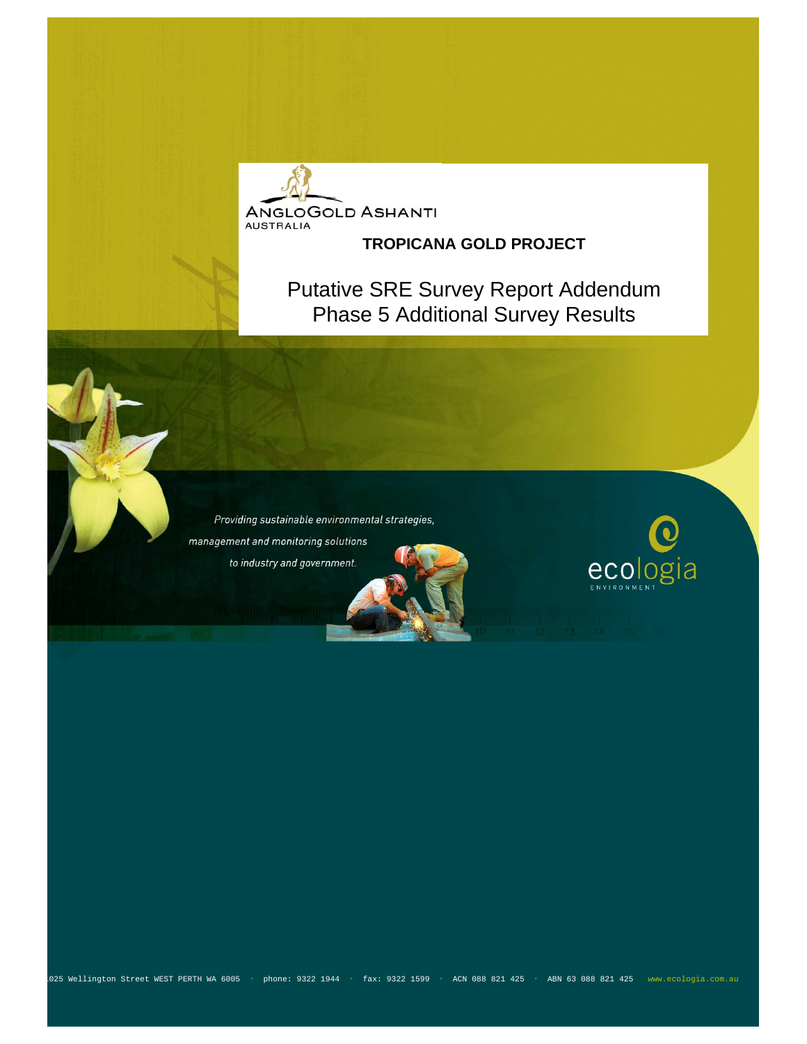ANGLOGOLD ASHANTI
AUSTRALIA

**TROPICANA GOLD PROJECT**

# Putative SRE Survey Report Addendum
# Phase 5 Additional Survey Results

*Providing sustainable environmental strategies, management and monitoring solutions to industry and government.*

ecologia
ENVIRONMENT

1025 Wellington Street WEST PERTH WA 6005 · phone: 9322 1944 · fax: 9322 1599 · ACN 088 821 425 · ABN 63 088 821 425 www.ecologia.com.au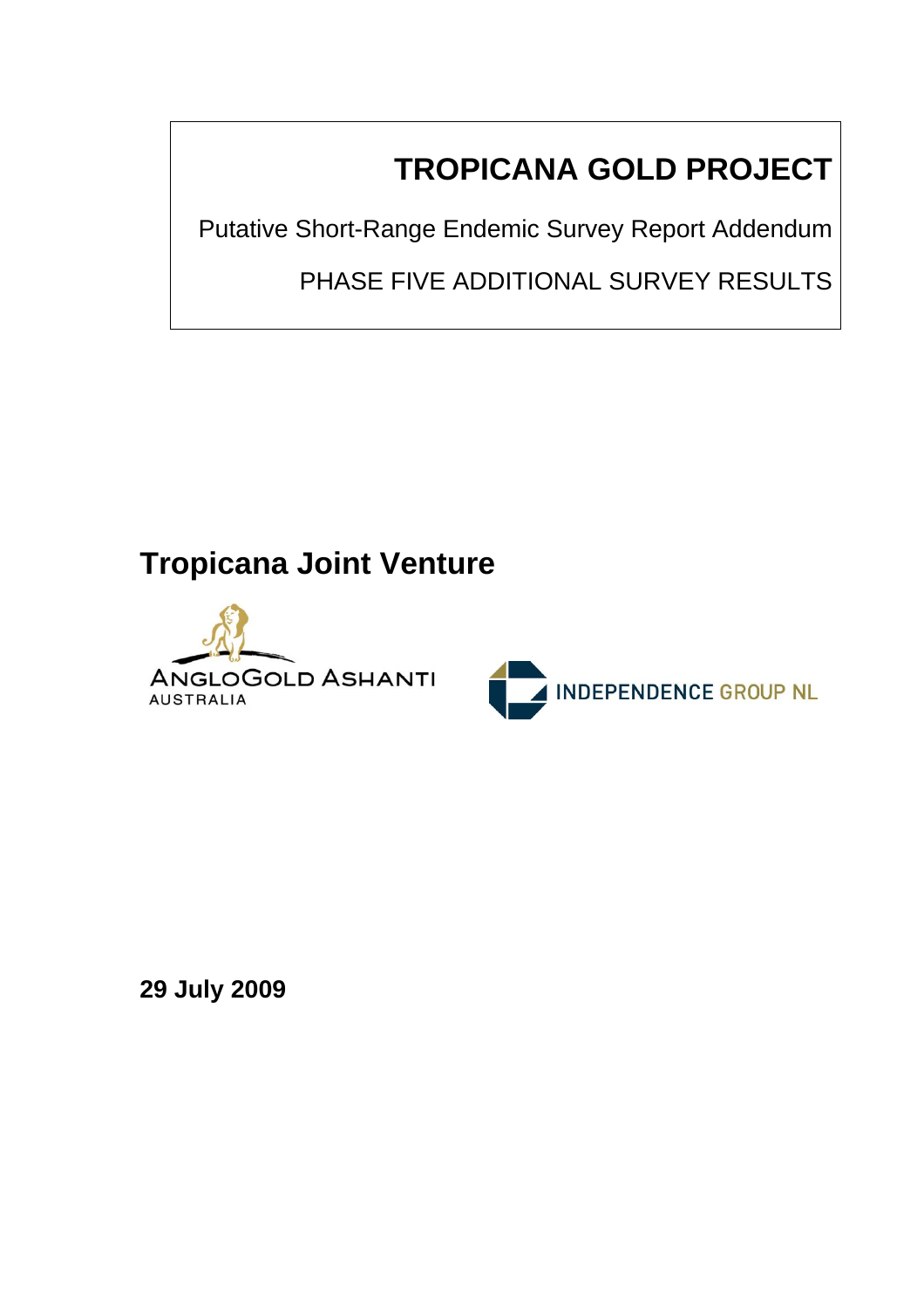# TROPICANA GOLD PROJECT

Putative Short-Range Endemic Survey Report Addendum

PHASE FIVE ADDITIONAL SURVEY RESULTS

## Tropicana Joint Venture

ANGLOGOLD ASHANTI
AUSTRALIA

INDEPENDENCE GROUP NL

**29 July 2009**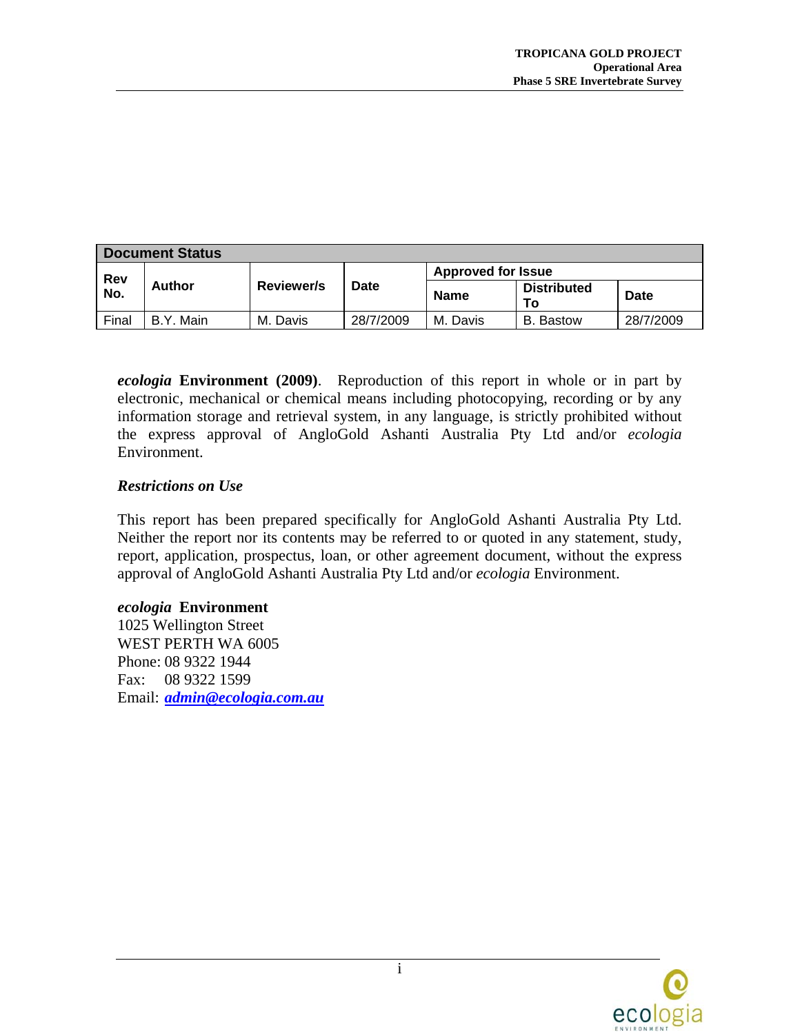| Document Status | | | | | | |
|---|---|---|---|---|---|---|
| **Rev No.** | **Author** | **Reviewer/s** | **Date** | **Approved for Issue** | | |
| | | | | **Name** | **Distributed To** | **Date** |
| Final | B.Y. Main | M. Davis | 28/7/2009 | M. Davis | B. Bastow | 28/7/2009 |

***ecologia* Environment (2009)**. Reproduction of this report in whole or in part by electronic, mechanical or chemical means including photocopying, recording or by any information storage and retrieval system, in any language, is strictly prohibited without the express approval of AngloGold Ashanti Australia Pty Ltd and/or *ecologia* Environment.

***Restrictions on Use***

This report has been prepared specifically for AngloGold Ashanti Australia Pty Ltd. Neither the report nor its contents may be referred to or quoted in any statement, study, report, application, prospectus, loan, or other agreement document, without the express approval of AngloGold Ashanti Australia Pty Ltd and/or *ecologia* Environment.

***ecologia* Environment**
1025 Wellington Street
WEST PERTH WA 6005
Phone: 08 9322 1944
Fax: 08 9322 1599
Email: ***admin@ecologia.com.au***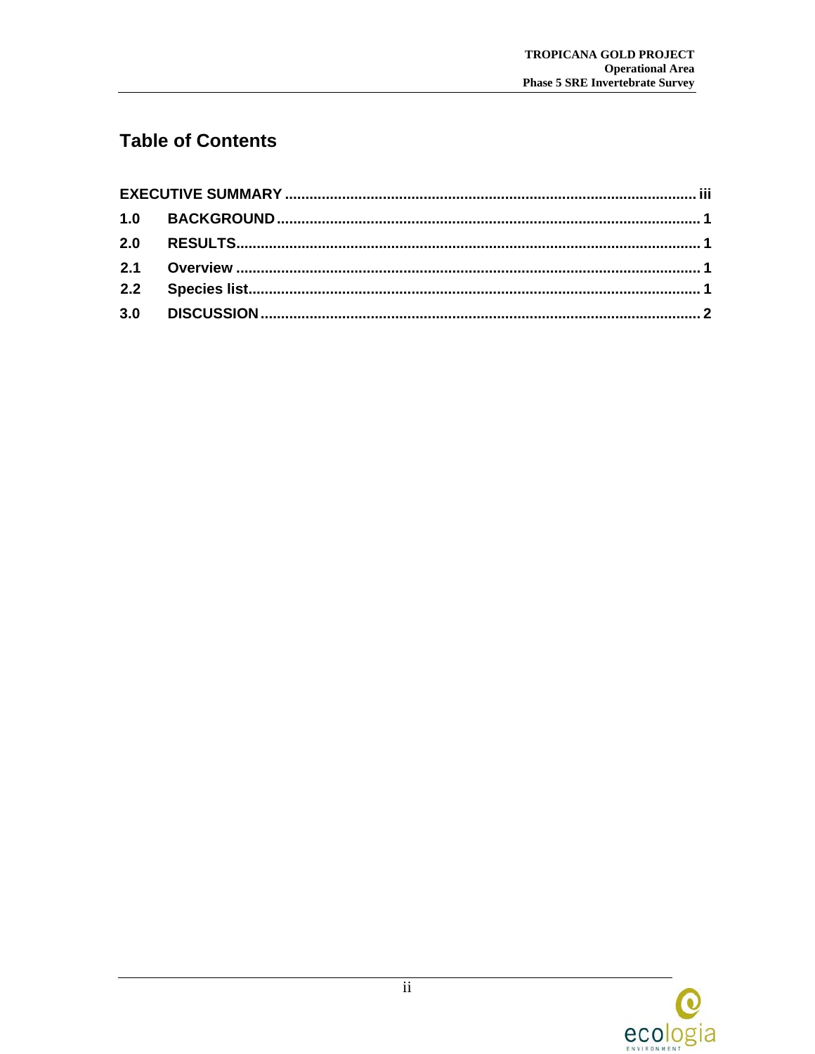# Table of Contents

| | | |
|---|---|---|
| EXECUTIVE SUMMARY | | iii |
| 1.0 | BACKGROUND | 1 |
| 2.0 | RESULTS | 1 |
| 2.1 | Overview | 1 |
| 2.2 | Species list | 1 |
| 3.0 | DISCUSSION | 2 |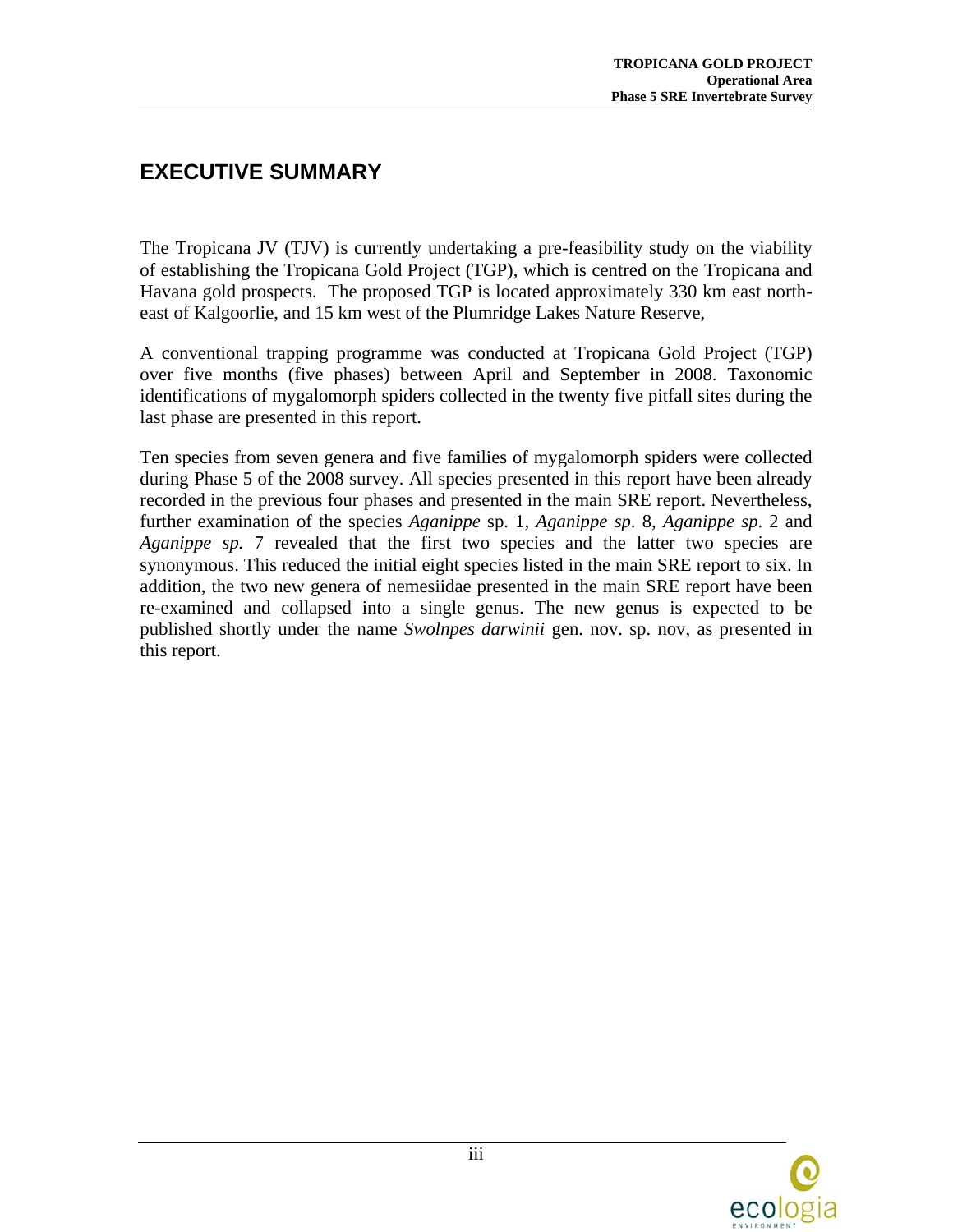# EXECUTIVE SUMMARY

The Tropicana JV (TJV) is currently undertaking a pre-feasibility study on the viability of establishing the Tropicana Gold Project (TGP), which is centred on the Tropicana and Havana gold prospects. The proposed TGP is located approximately 330 km east north-east of Kalgoorlie, and 15 km west of the Plumridge Lakes Nature Reserve,

A conventional trapping programme was conducted at Tropicana Gold Project (TGP) over five months (five phases) between April and September in 2008. Taxonomic identifications of mygalomorph spiders collected in the twenty five pitfall sites during the last phase are presented in this report.

Ten species from seven genera and five families of mygalomorph spiders were collected during Phase 5 of the 2008 survey. All species presented in this report have been already recorded in the previous four phases and presented in the main SRE report. Nevertheless, further examination of the species *Aganippe* sp. 1, *Aganippe sp*. 8, *Aganippe sp*. 2 and *Aganippe sp.* 7 revealed that the first two species and the latter two species are synonymous. This reduced the initial eight species listed in the main SRE report to six. In addition, the two new genera of nemesiidae presented in the main SRE report have been re-examined and collapsed into a single genus. The new genus is expected to be published shortly under the name *Swolnpes darwinii* gen. nov. sp. nov, as presented in this report.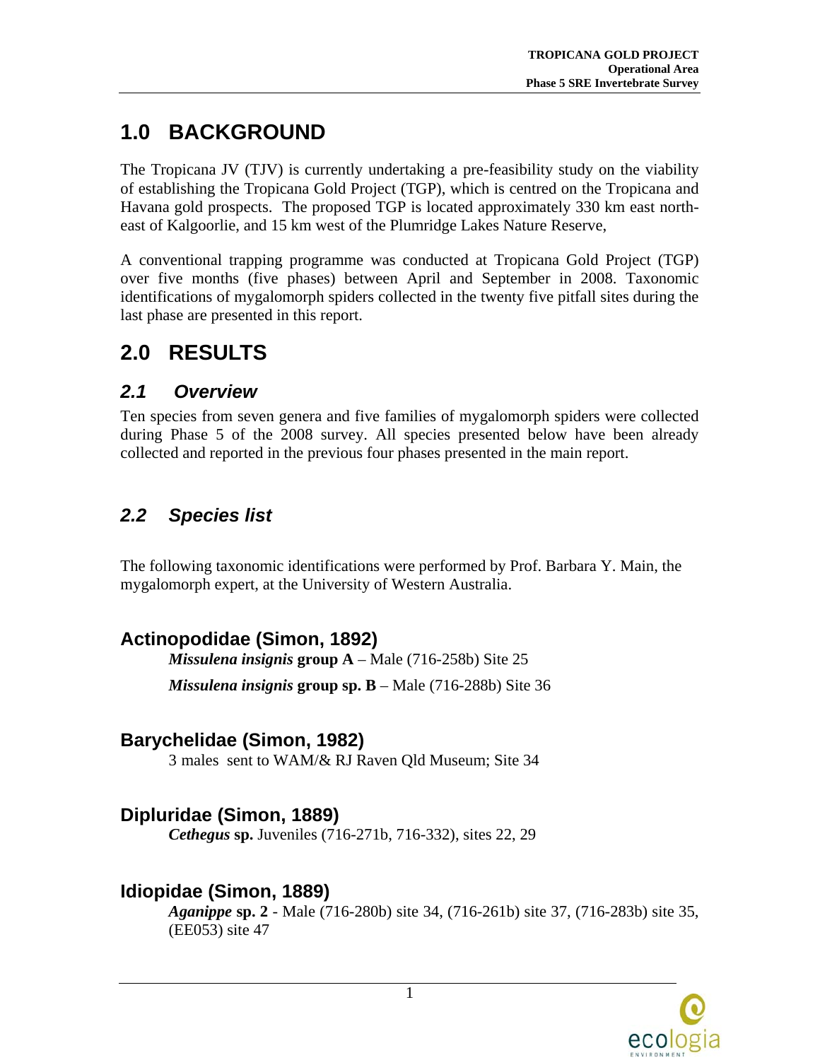# 1.0 BACKGROUND

The Tropicana JV (TJV) is currently undertaking a pre-feasibility study on the viability of establishing the Tropicana Gold Project (TGP), which is centred on the Tropicana and Havana gold prospects. The proposed TGP is located approximately 330 km east north-east of Kalgoorlie, and 15 km west of the Plumridge Lakes Nature Reserve,

A conventional trapping programme was conducted at Tropicana Gold Project (TGP) over five months (five phases) between April and September in 2008. Taxonomic identifications of mygalomorph spiders collected in the twenty five pitfall sites during the last phase are presented in this report.

# 2.0 RESULTS

## 2.1 Overview

Ten species from seven genera and five families of mygalomorph spiders were collected during Phase 5 of the 2008 survey. All species presented below have been already collected and reported in the previous four phases presented in the main report.

## 2.2 Species list

The following taxonomic identifications were performed by Prof. Barbara Y. Main, the mygalomorph expert, at the University of Western Australia.

### Actinopodidae (Simon, 1892)

***Missulena insignis* group A** – Male (716-258b) Site 25

***Missulena insignis* group sp. B** – Male (716-288b) Site 36

### Barychelidae (Simon, 1982)

3 males sent to WAM/& RJ Raven Qld Museum; Site 34

### Dipluridae (Simon, 1889)

***Cethegus* sp.** Juveniles (716-271b, 716-332), sites 22, 29

### Idiopidae (Simon, 1889)

***Aganippe* sp. 2** - Male (716-280b) site 34, (716-261b) site 37, (716-283b) site 35, (EE053) site 47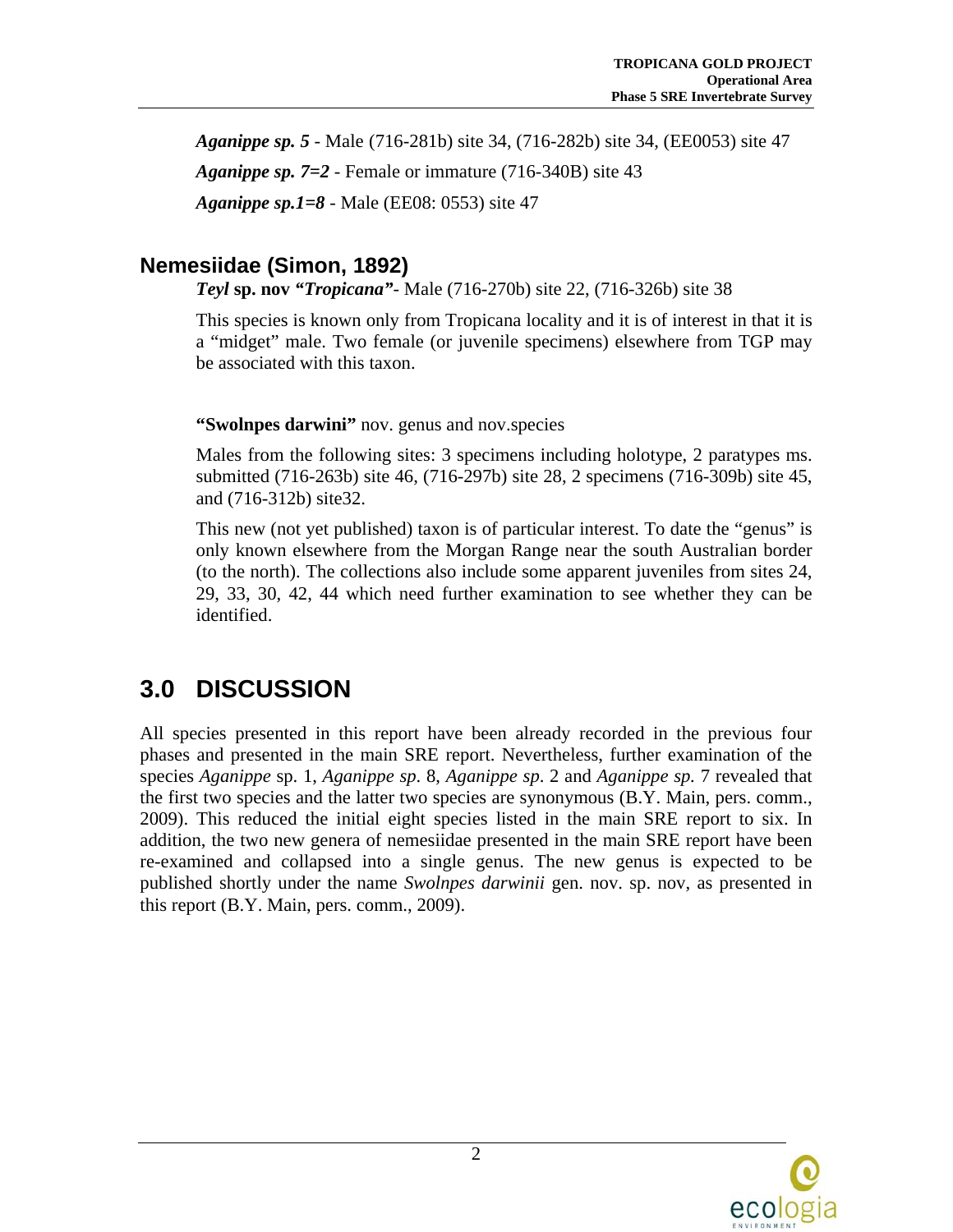***Aganippe sp. 5*** - Male (716-281b) site 34, (716-282b) site 34, (EE0053) site 47

***Aganippe sp. 7=2*** - Female or immature (716-340B) site 43

***Aganippe sp.1=8*** - Male (EE08: 0553) site 47

## Nemesiidae (Simon, 1892)

***Teyl* sp. nov *"Tropicana"***- Male (716-270b) site 22, (716-326b) site 38

This species is known only from Tropicana locality and it is of interest in that it is a "midget" male. Two female (or juvenile specimens) elsewhere from TGP may be associated with this taxon.

**"Swolnpes darwini"** nov. genus and nov.species

Males from the following sites: 3 specimens including holotype, 2 paratypes ms. submitted (716-263b) site 46, (716-297b) site 28, 2 specimens (716-309b) site 45, and (716-312b) site32.

This new (not yet published) taxon is of particular interest. To date the "genus" is only known elsewhere from the Morgan Range near the south Australian border (to the north). The collections also include some apparent juveniles from sites 24, 29, 33, 30, 42, 44 which need further examination to see whether they can be identified.

# 3.0 DISCUSSION

All species presented in this report have been already recorded in the previous four phases and presented in the main SRE report. Nevertheless, further examination of the species *Aganippe* sp. 1, *Aganippe sp*. 8, *Aganippe sp*. 2 and *Aganippe sp.* 7 revealed that the first two species and the latter two species are synonymous (B.Y. Main, pers. comm., 2009). This reduced the initial eight species listed in the main SRE report to six. In addition, the two new genera of nemesiidae presented in the main SRE report have been re-examined and collapsed into a single genus. The new genus is expected to be published shortly under the name *Swolnpes darwinii* gen. nov. sp. nov, as presented in this report (B.Y. Main, pers. comm., 2009).